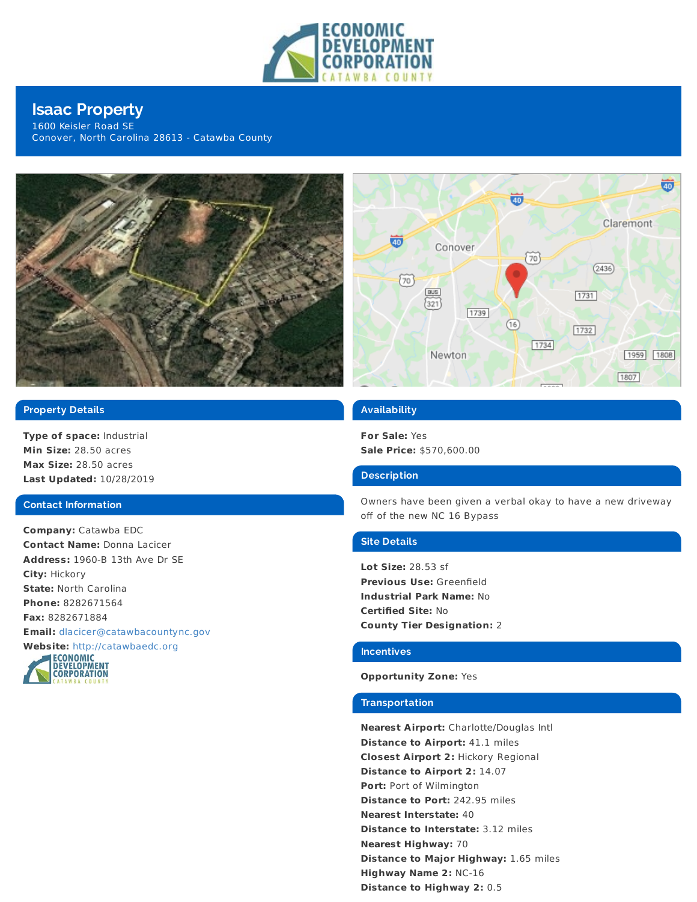# Isaac Property

1600 Keisler Road SE
Conover, North Carolina 28613 - Catawba County

## Property Details

**Type of space:** Industrial
**Min Size:** 28.50 acres
**Max Size:** 28.50 acres
**Last Updated:** 10/28/2019

## Contact Information

**Company:** Catawba EDC
**Contact Name:** Donna Lacicer
**Address:** 1960-B 13th Ave Dr SE
**City:** Hickory
**State:** North Carolina
**Phone:** 8282671564
**Fax:** 8282671884
**Email:** dlacicer@catawbacountync.gov
**Website:** http://catawbaedc.org

## Availability

**For Sale:** Yes
**Sale Price:** $570,600.00

## Description

Owners have been given a verbal okay to have a new driveway off of the new NC 16 Bypass

## Site Details

**Lot Size:** 28.53 sf
**Previous Use:** Greenfield
**Industrial Park Name:** No
**Certified Site:** No
**County Tier Designation:** 2

## Incentives

**Opportunity Zone:** Yes

## Transportation

**Nearest Airport:** Charlotte/Douglas Intl
**Distance to Airport:** 41.1 miles
**Closest Airport 2:** Hickory Regional
**Distance to Airport 2:** 14.07
**Port:** Port of Wilmington
**Distance to Port:** 242.95 miles
**Nearest Interstate:** 40
**Distance to Interstate:** 3.12 miles
**Nearest Highway:** 70
**Distance to Major Highway:** 1.65 miles
**Highway Name 2:** NC-16
**Distance to Highway 2:** 0.5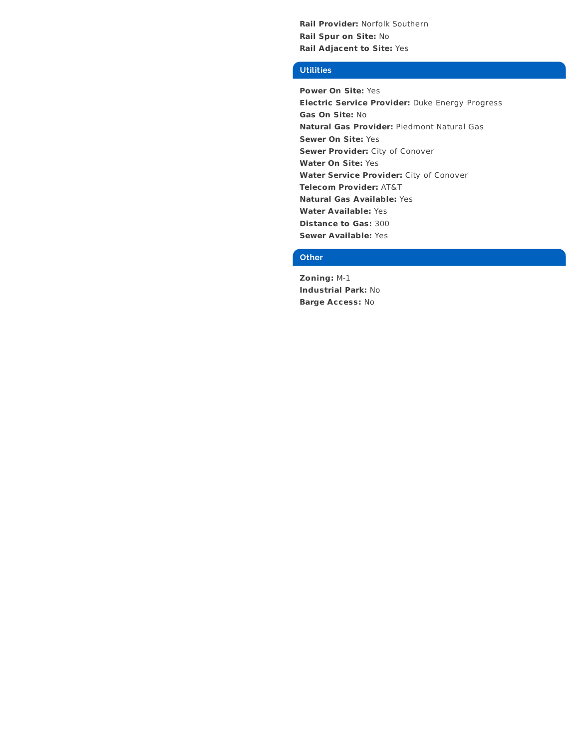**Rail Provider:** Norfolk Southern
**Rail Spur on Site:** No
**Rail Adjacent to Site:** Yes

## Utilities

**Power On Site:** Yes
**Electric Service Provider:** Duke Energy Progress
**Gas On Site:** No
**Natural Gas Provider:** Piedmont Natural Gas
**Sewer On Site:** Yes
**Sewer Provider:** City of Conover
**Water On Site:** Yes
**Water Service Provider:** City of Conover
**Telecom Provider:** AT&T
**Natural Gas Available:** Yes
**Water Available:** Yes
**Distance to Gas:** 300
**Sewer Available:** Yes

## Other

**Zoning:** M-1
**Industrial Park:** No
**Barge Access:** No